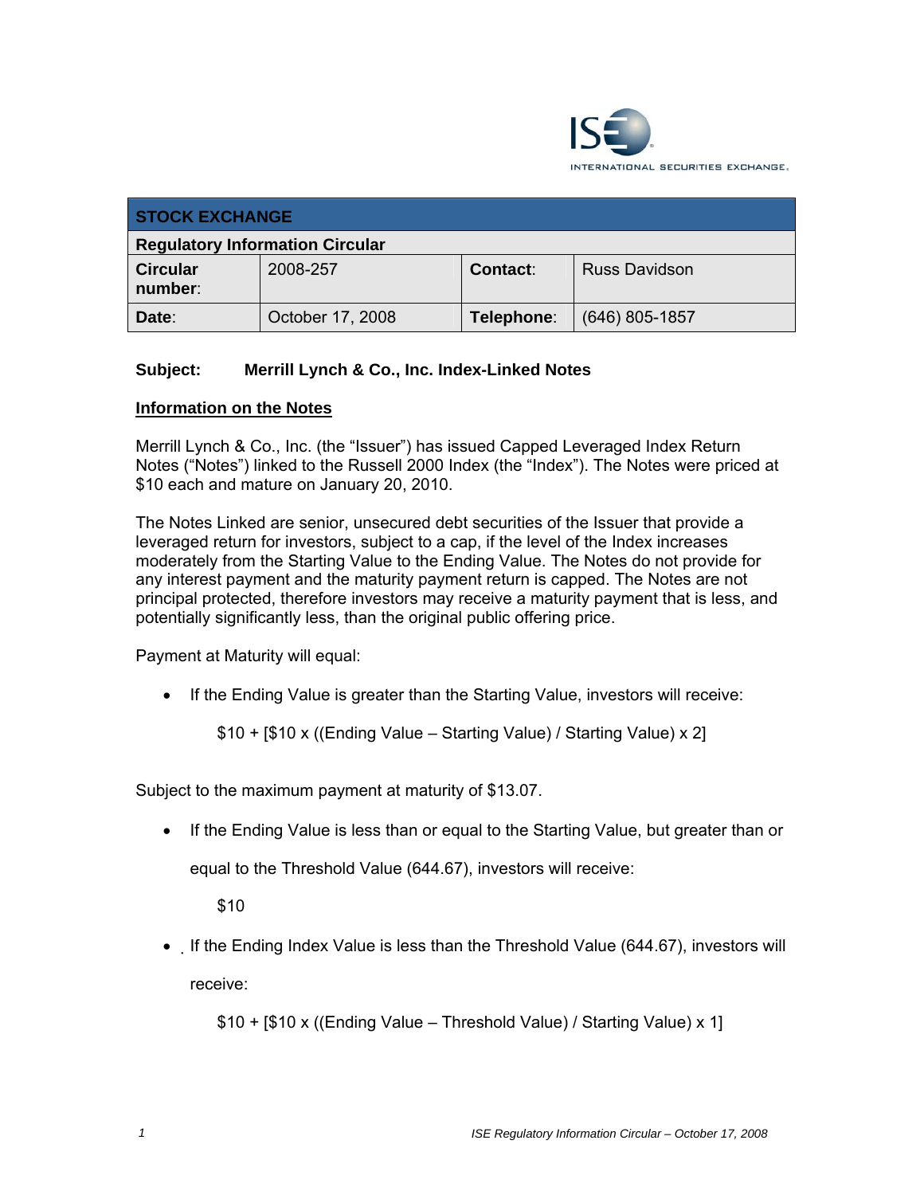| STOCK EXCHANGE | | | |
|---|---|---|---|
| **Regulatory Information Circular** | | | |
| **Circular number**: | 2008-257 | **Contact**: | Russ Davidson |
| **Date**: | October 17, 2008 | **Telephone**: | (646) 805-1857 |

**Subject: Merrill Lynch & Co., Inc. Index-Linked Notes**

## Information on the Notes

Merrill Lynch & Co., Inc. (the "Issuer") has issued Capped Leveraged Index Return Notes ("Notes") linked to the Russell 2000 Index (the "Index"). The Notes were priced at $10 each and mature on January 20, 2010.

The Notes Linked are senior, unsecured debt securities of the Issuer that provide a leveraged return for investors, subject to a cap, if the level of the Index increases moderately from the Starting Value to the Ending Value. The Notes do not provide for any interest payment and the maturity payment return is capped. The Notes are not principal protected, therefore investors may receive a maturity payment that is less, and potentially significantly less, than the original public offering price.

Payment at Maturity will equal:

- If the Ending Value is greater than the Starting Value, investors will receive:

  $10 + [$10 x ((Ending Value – Starting Value) / Starting Value) x 2]

Subject to the maximum payment at maturity of $13.07.

- If the Ending Value is less than or equal to the Starting Value, but greater than or equal to the Threshold Value (644.67), investors will receive:

  $10

- If the Ending Index Value is less than the Threshold Value (644.67), investors will receive:

  $10 + [$10 x ((Ending Value – Threshold Value) / Starting Value) x 1]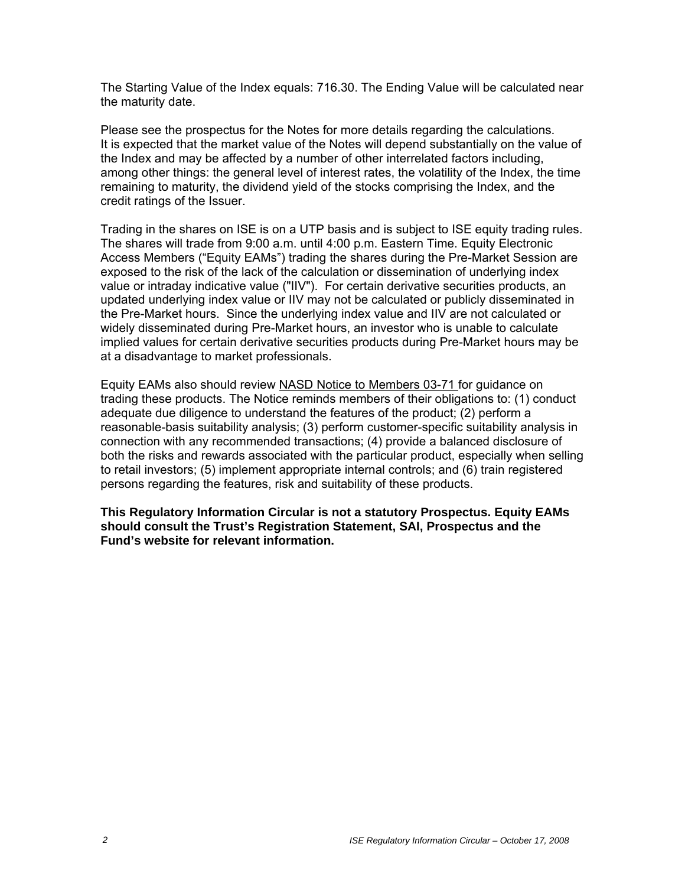The Starting Value of the Index equals: 716.30. The Ending Value will be calculated near the maturity date.

Please see the prospectus for the Notes for more details regarding the calculations. It is expected that the market value of the Notes will depend substantially on the value of the Index and may be affected by a number of other interrelated factors including, among other things: the general level of interest rates, the volatility of the Index, the time remaining to maturity, the dividend yield of the stocks comprising the Index, and the credit ratings of the Issuer.

Trading in the shares on ISE is on a UTP basis and is subject to ISE equity trading rules. The shares will trade from 9:00 a.m. until 4:00 p.m. Eastern Time. Equity Electronic Access Members ("Equity EAMs") trading the shares during the Pre-Market Session are exposed to the risk of the lack of the calculation or dissemination of underlying index value or intraday indicative value ("IIV"). For certain derivative securities products, an updated underlying index value or IIV may not be calculated or publicly disseminated in the Pre-Market hours. Since the underlying index value and IIV are not calculated or widely disseminated during Pre-Market hours, an investor who is unable to calculate implied values for certain derivative securities products during Pre-Market hours may be at a disadvantage to market professionals.

Equity EAMs also should review NASD Notice to Members 03-71 for guidance on trading these products. The Notice reminds members of their obligations to: (1) conduct adequate due diligence to understand the features of the product; (2) perform a reasonable-basis suitability analysis; (3) perform customer-specific suitability analysis in connection with any recommended transactions; (4) provide a balanced disclosure of both the risks and rewards associated with the particular product, especially when selling to retail investors; (5) implement appropriate internal controls; and (6) train registered persons regarding the features, risk and suitability of these products.

**This Regulatory Information Circular is not a statutory Prospectus. Equity EAMs should consult the Trust's Registration Statement, SAI, Prospectus and the Fund's website for relevant information.**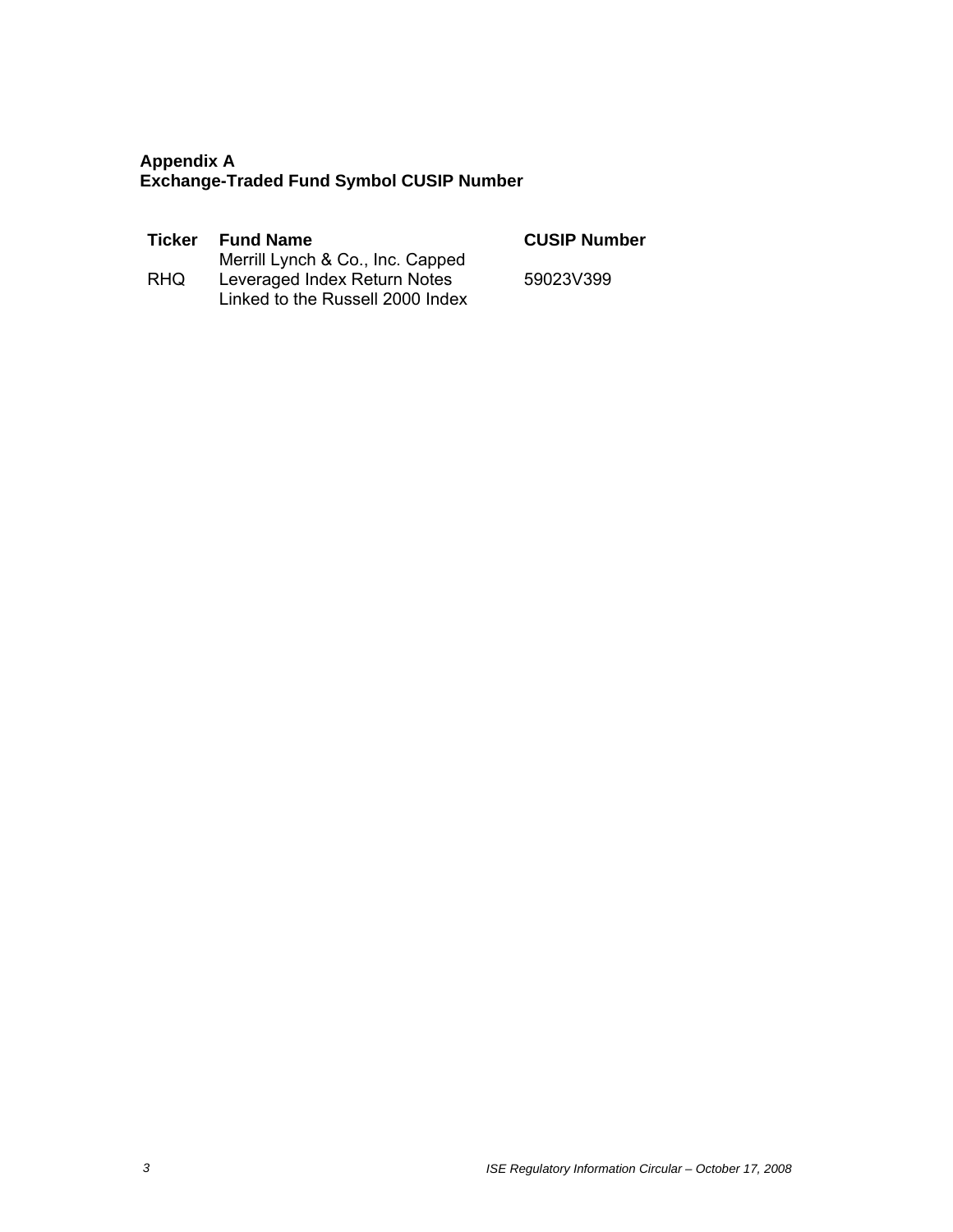**Appendix A**
**Exchange-Traded Fund Symbol CUSIP Number**

| Ticker | Fund Name | CUSIP Number |
|---|---|---|
| RHQ | Merrill Lynch & Co., Inc. Capped Leveraged Index Return Notes Linked to the Russell 2000 Index | 59023V399 |